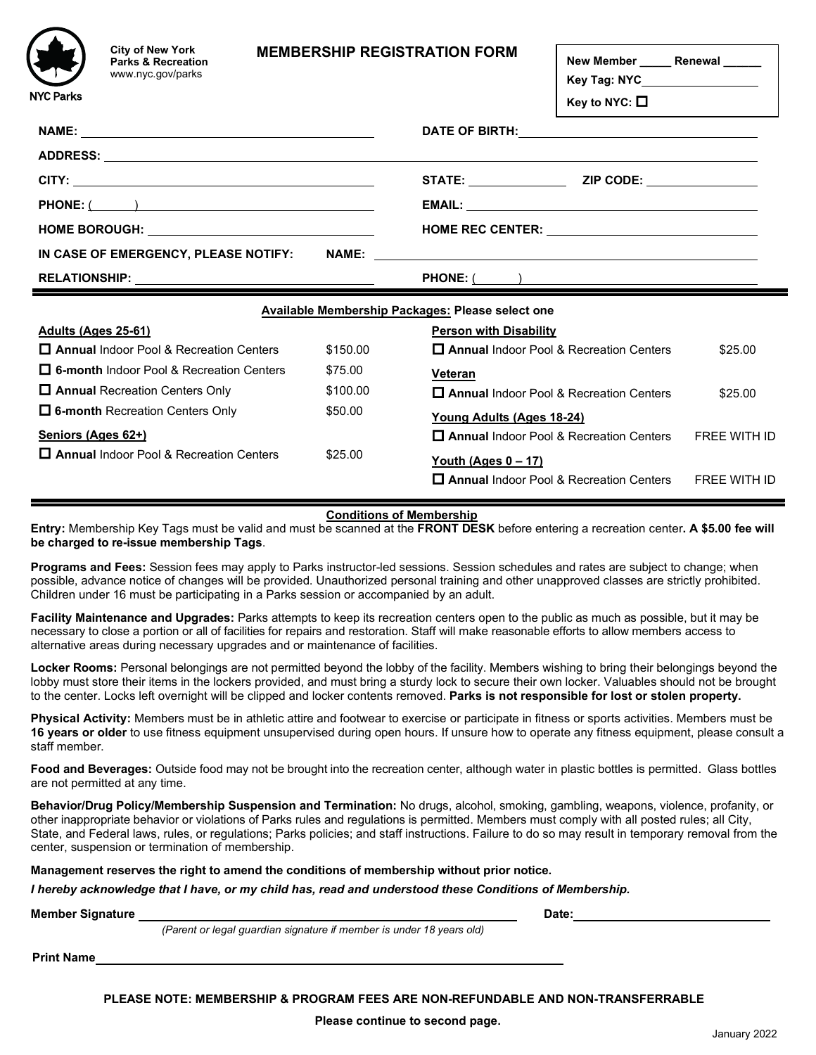NYC Parks

**City of New York**
**Parks & Recreation**
www.nyc.gov/parks

# MEMBERSHIP REGISTRATION FORM

**New Member** _____ **Renewal** ______
**Key Tag: NYC** ____________
**Key to NYC:** ☐

**NAME:** ______________________ **DATE OF BIRTH:** ______________________

**ADDRESS:** ______________________

**CITY:** ______________________ **STATE:** __________ **ZIP CODE:** __________

**PHONE:** (______) ______________________ **EMAIL:** ______________________

**HOME BOROUGH:** ______________________ **HOME REC CENTER:** ______________________

**IN CASE OF EMERGENCY, PLEASE NOTIFY:** **NAME:** ______________________

**RELATIONSHIP:** ______________________ **PHONE:** (______) ______________________

---

**Available Membership Packages: Please select one**

**Adults (Ages 25-61)**

| | |
|---|---|
| ☐ **Annual** Indoor Pool & Recreation Centers | $150.00 |
| ☐ **6-month** Indoor Pool & Recreation Centers | $75.00 |
| ☐ **Annual** Recreation Centers Only | $100.00 |
| ☐ **6-month** Recreation Centers Only | $50.00 |

**Seniors (Ages 62+)**

| | |
|---|---|
| ☐ **Annual** Indoor Pool & Recreation Centers | $25.00 |

**Person with Disability**

| | |
|---|---|
| ☐ **Annual** Indoor Pool & Recreation Centers | $25.00 |

**Veteran**

| | |
|---|---|
| ☐ **Annual** Indoor Pool & Recreation Centers | $25.00 |

**Young Adults (Ages 18-24)**

| | |
|---|---|
| ☐ **Annual** Indoor Pool & Recreation Centers | FREE WITH ID |

**Youth (Ages 0 – 17)**

| | |
|---|---|
| ☐ **Annual** Indoor Pool & Recreation Centers | FREE WITH ID |

---

## Conditions of Membership

**Entry:** Membership Key Tags must be valid and must be scanned at the **FRONT DESK** before entering a recreation center**. A $5.00 fee will be charged to re-issue membership Tags**.

**Programs and Fees:** Session fees may apply to Parks instructor-led sessions. Session schedules and rates are subject to change; when possible, advance notice of changes will be provided. Unauthorized personal training and other unapproved classes are strictly prohibited. Children under 16 must be participating in a Parks session or accompanied by an adult.

**Facility Maintenance and Upgrades:** Parks attempts to keep its recreation centers open to the public as much as possible, but it may be necessary to close a portion or all of facilities for repairs and restoration. Staff will make reasonable efforts to allow members access to alternative areas during necessary upgrades and or maintenance of facilities.

**Locker Rooms:** Personal belongings are not permitted beyond the lobby of the facility. Members wishing to bring their belongings beyond the lobby must store their items in the lockers provided, and must bring a sturdy lock to secure their own locker. Valuables should not be brought to the center. Locks left overnight will be clipped and locker contents removed. **Parks is not responsible for lost or stolen property.**

**Physical Activity:** Members must be in athletic attire and footwear to exercise or participate in fitness or sports activities. Members must be **16 years or older** to use fitness equipment unsupervised during open hours. If unsure how to operate any fitness equipment, please consult a staff member.

**Food and Beverages:** Outside food may not be brought into the recreation center, although water in plastic bottles is permitted. Glass bottles are not permitted at any time.

**Behavior/Drug Policy/Membership Suspension and Termination:** No drugs, alcohol, smoking, gambling, weapons, violence, profanity, or other inappropriate behavior or violations of Parks rules and regulations is permitted. Members must comply with all posted rules; all City, State, and Federal laws, rules, or regulations; Parks policies; and staff instructions. Failure to do so may result in temporary removal from the center, suspension or termination of membership.

**Management reserves the right to amend the conditions of membership without prior notice.**

***I hereby acknowledge that I have, or my child has, read and understood these Conditions of Membership.***

**Member Signature** ______________________ **Date:** ______________________
*(Parent or legal guardian signature if member is under 18 years old)*

**Print Name** ______________________

**PLEASE NOTE: MEMBERSHIP & PROGRAM FEES ARE NON-REFUNDABLE AND NON-TRANSFERRABLE**

**Please continue to second page.**

January 2022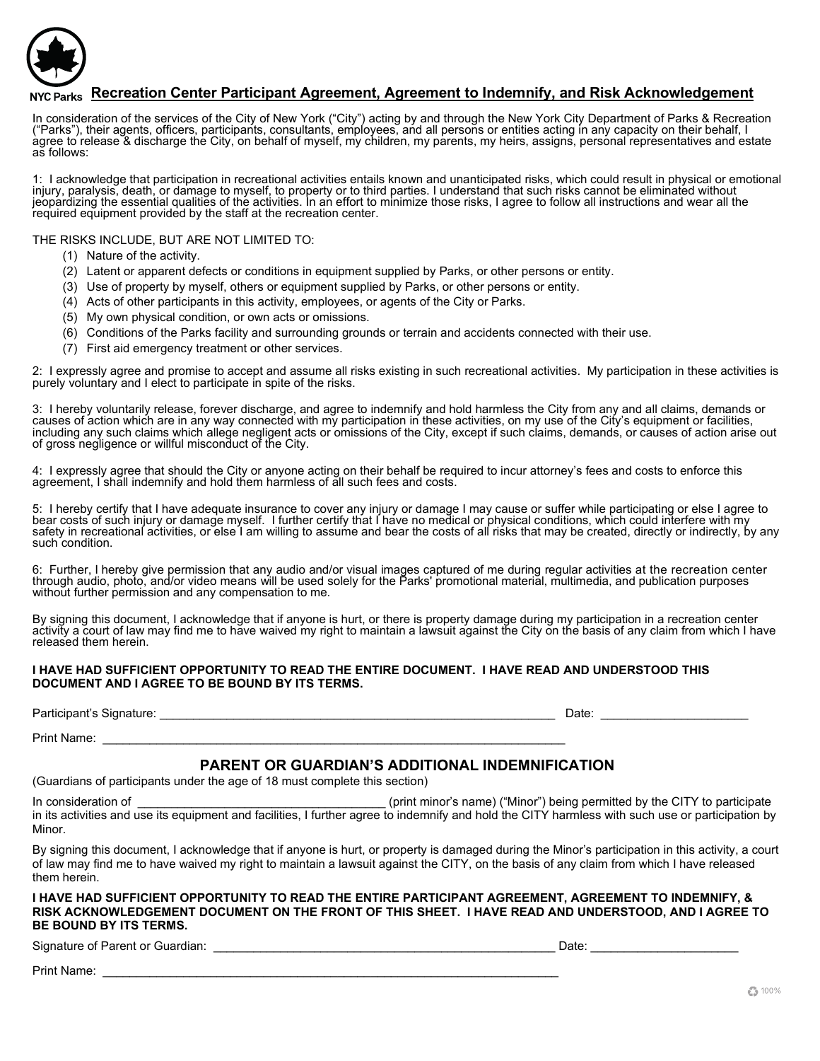NYC Parks

# Recreation Center Participant Agreement, Agreement to Indemnify, and Risk Acknowledgement

In consideration of the services of the City of New York ("City") acting by and through the New York City Department of Parks & Recreation ("Parks"), their agents, officers, participants, consultants, employees, and all persons or entities acting in any capacity on their behalf, I agree to release & discharge the City, on behalf of myself, my children, my parents, my heirs, assigns, personal representatives and estate as follows:

1: I acknowledge that participation in recreational activities entails known and unanticipated risks, which could result in physical or emotional injury, paralysis, death, or damage to myself, to property or to third parties. I understand that such risks cannot be eliminated without jeopardizing the essential qualities of the activities. In an effort to minimize those risks, I agree to follow all instructions and wear all the required equipment provided by the staff at the recreation center.

THE RISKS INCLUDE, BUT ARE NOT LIMITED TO:

(1) Nature of the activity.
(2) Latent or apparent defects or conditions in equipment supplied by Parks, or other persons or entity.
(3) Use of property by myself, others or equipment supplied by Parks, or other persons or entity.
(4) Acts of other participants in this activity, employees, or agents of the City or Parks.
(5) My own physical condition, or own acts or omissions.
(6) Conditions of the Parks facility and surrounding grounds or terrain and accidents connected with their use.
(7) First aid emergency treatment or other services.

2: I expressly agree and promise to accept and assume all risks existing in such recreational activities. My participation in these activities is purely voluntary and I elect to participate in spite of the risks.

3: I hereby voluntarily release, forever discharge, and agree to indemnify and hold harmless the City from any and all claims, demands or causes of action which are in any way connected with my participation in these activities, on my use of the City's equipment or facilities, including any such claims which allege negligent acts or omissions of the City, except if such claims, demands, or causes of action arise out of gross negligence or willful misconduct of the City.

4: I expressly agree that should the City or anyone acting on their behalf be required to incur attorney's fees and costs to enforce this agreement, I shall indemnify and hold them harmless of all such fees and costs.

5: I hereby certify that I have adequate insurance to cover any injury or damage I may cause or suffer while participating or else I agree to bear costs of such injury or damage myself. I further certify that I have no medical or physical conditions, which could interfere with my safety in recreational activities, or else I am willing to assume and bear the costs of all risks that may be created, directly or indirectly, by any such condition.

6: Further, I hereby give permission that any audio and/or visual images captured of me during regular activities at the recreation center through audio, photo, and/or video means will be used solely for the Parks' promotional material, multimedia, and publication purposes without further permission and any compensation to me.

By signing this document, I acknowledge that if anyone is hurt, or there is property damage during my participation in a recreation center activity a court of law may find me to have waived my right to maintain a lawsuit against the City on the basis of any claim from which I have released them herein.

**I HAVE HAD SUFFICIENT OPPORTUNITY TO READ THE ENTIRE DOCUMENT. I HAVE READ AND UNDERSTOOD THIS DOCUMENT AND I AGREE TO BE BOUND BY ITS TERMS.**

Participant's Signature: ______________________________ Date: ______________

Print Name: ______________________________

## PARENT OR GUARDIAN'S ADDITIONAL INDEMNIFICATION

(Guardians of participants under the age of 18 must complete this section)

In consideration of ______________________________ (print minor's name) ("Minor") being permitted by the CITY to participate in its activities and use its equipment and facilities, I further agree to indemnify and hold the CITY harmless with such use or participation by Minor.

By signing this document, I acknowledge that if anyone is hurt, or property is damaged during the Minor's participation in this activity, a court of law may find me to have waived my right to maintain a lawsuit against the CITY, on the basis of any claim from which I have released them herein.

**I HAVE HAD SUFFICIENT OPPORTUNITY TO READ THE ENTIRE PARTICIPANT AGREEMENT, AGREEMENT TO INDEMNIFY, & RISK ACKNOWLEDGEMENT DOCUMENT ON THE FRONT OF THIS SHEET. I HAVE READ AND UNDERSTOOD, AND I AGREE TO BE BOUND BY ITS TERMS.**

Signature of Parent or Guardian: ______________________________ Date: ______________

Print Name: ______________________________